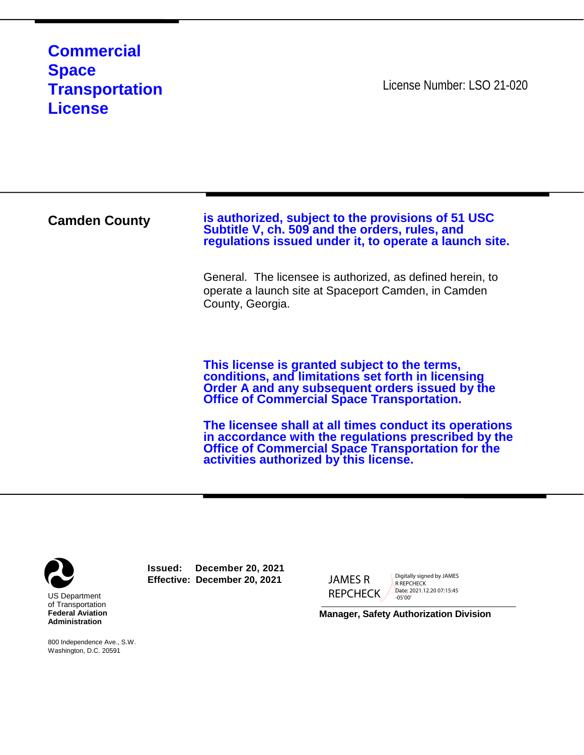# Commercial Space Transportation License

License Number: LSO 21-020

**Camden County**

**is authorized, subject to the provisions of 51 USC Subtitle V, ch. 509 and the orders, rules, and regulations issued under it, to operate a launch site.**

General. The licensee is authorized, as defined herein, to operate a launch site at Spaceport Camden, in Camden County, Georgia.

**This license is granted subject to the terms, conditions, and limitations set forth in licensing Order A and any subsequent orders issued by the Office of Commercial Space Transportation.**

**The licensee shall at all times conduct its operations in accordance with the regulations prescribed by the Office of Commercial Space Transportation for the activities authorized by this license.**

US Department of Transportation
**Federal Aviation Administration**

800 Independence Ave., S.W.
Washington, D.C. 20591

**Issued: December 20, 2021**
**Effective: December 20, 2021**

JAMES R REPCHECK
Digitally signed by JAMES R REPCHECK
Date: 2021.12.20 07:15:45 -05'00'

**Manager, Safety Authorization Division**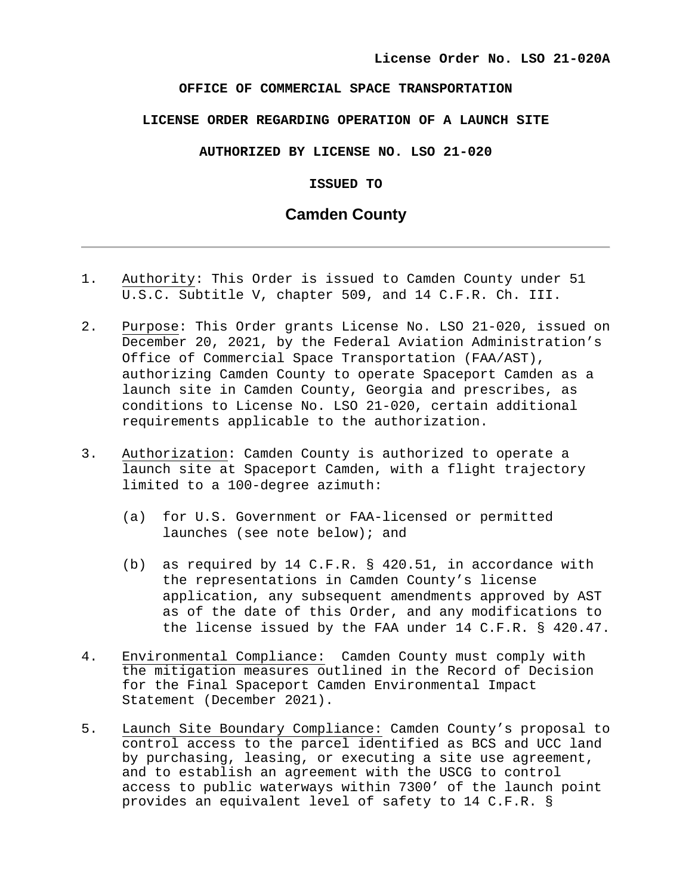**License Order No. LSO 21-020A**

**OFFICE OF COMMERCIAL SPACE TRANSPORTATION**

**LICENSE ORDER REGARDING OPERATION OF A LAUNCH SITE**

**AUTHORIZED BY LICENSE NO. LSO 21-020**

**ISSUED TO**

# Camden County

---

1. Authority: This Order is issued to Camden County under 51 U.S.C. Subtitle V, chapter 509, and 14 C.F.R. Ch. III.

2. Purpose: This Order grants License No. LSO 21-020, issued on December 20, 2021, by the Federal Aviation Administration's Office of Commercial Space Transportation (FAA/AST), authorizing Camden County to operate Spaceport Camden as a launch site in Camden County, Georgia and prescribes, as conditions to License No. LSO 21-020, certain additional requirements applicable to the authorization.

3. Authorization: Camden County is authorized to operate a launch site at Spaceport Camden, with a flight trajectory limited to a 100-degree azimuth:

   (a) for U.S. Government or FAA-licensed or permitted launches (see note below); and

   (b) as required by 14 C.F.R. § 420.51, in accordance with the representations in Camden County's license application, any subsequent amendments approved by AST as of the date of this Order, and any modifications to the license issued by the FAA under 14 C.F.R. § 420.47.

4. Environmental Compliance: Camden County must comply with the mitigation measures outlined in the Record of Decision for the Final Spaceport Camden Environmental Impact Statement (December 2021).

5. Launch Site Boundary Compliance: Camden County's proposal to control access to the parcel identified as BCS and UCC land by purchasing, leasing, or executing a site use agreement, and to establish an agreement with the USCG to control access to public waterways within 7300' of the launch point provides an equivalent level of safety to 14 C.F.R. §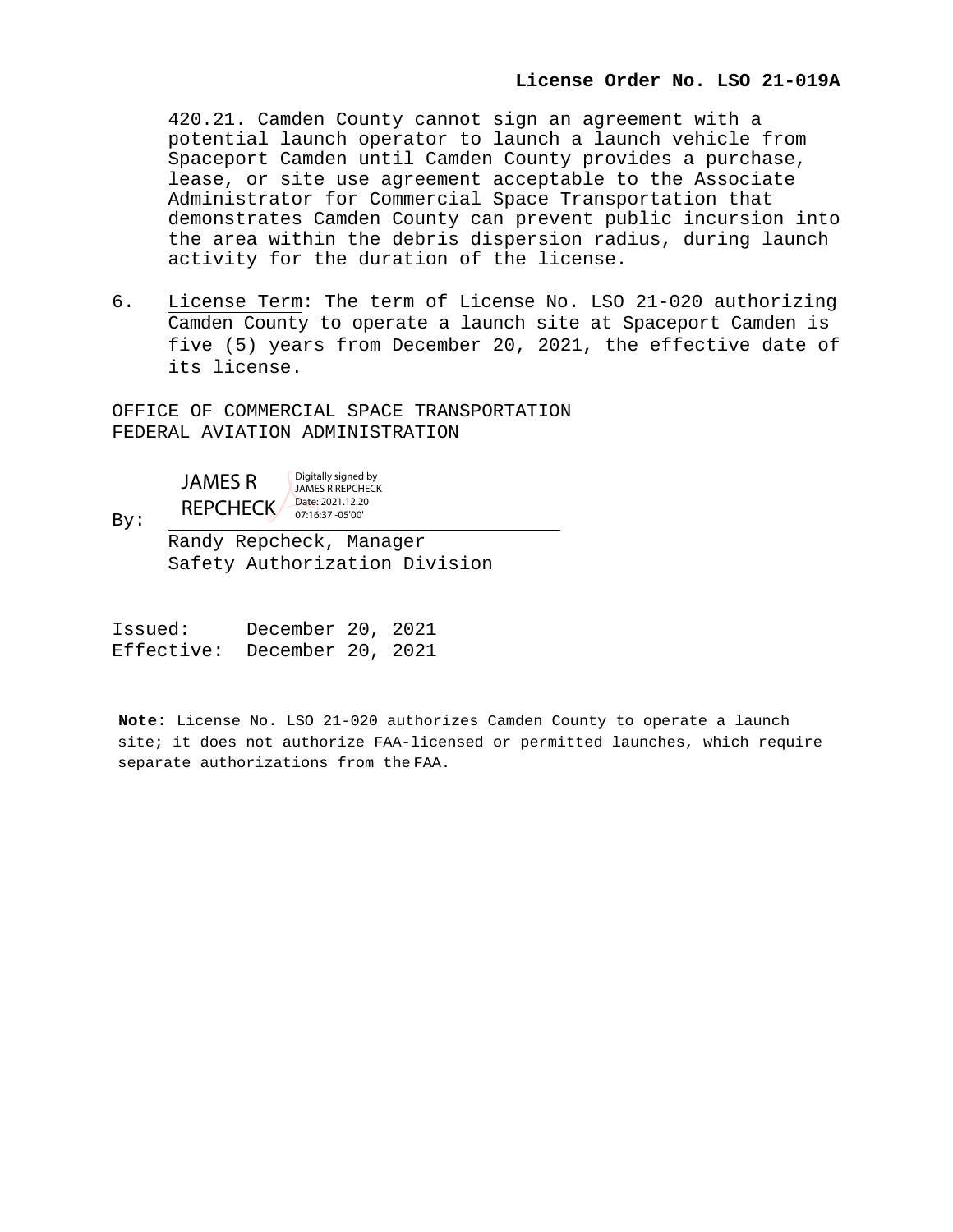420.21. Camden County cannot sign an agreement with a potential launch operator to launch a launch vehicle from Spaceport Camden until Camden County provides a purchase, lease, or site use agreement acceptable to the Associate Administrator for Commercial Space Transportation that demonstrates Camden County can prevent public incursion into the area within the debris dispersion radius, during launch activity for the duration of the license.

6. License Term: The term of License No. LSO 21-020 authorizing Camden County to operate a launch site at Spaceport Camden is five (5) years from December 20, 2021, the effective date of its license.

OFFICE OF COMMERCIAL SPACE TRANSPORTATION
FEDERAL AVIATION ADMINISTRATION

By: JAMES R REPCHECK Digitally signed by JAMES R REPCHECK Date: 2021.12.20 07:16:37 -05'00'

Randy Repcheck, Manager
Safety Authorization Division

Issued: December 20, 2021
Effective: December 20, 2021

**Note:** License No. LSO 21-020 authorizes Camden County to operate a launch site; it does not authorize FAA-licensed or permitted launches, which require separate authorizations from the FAA.